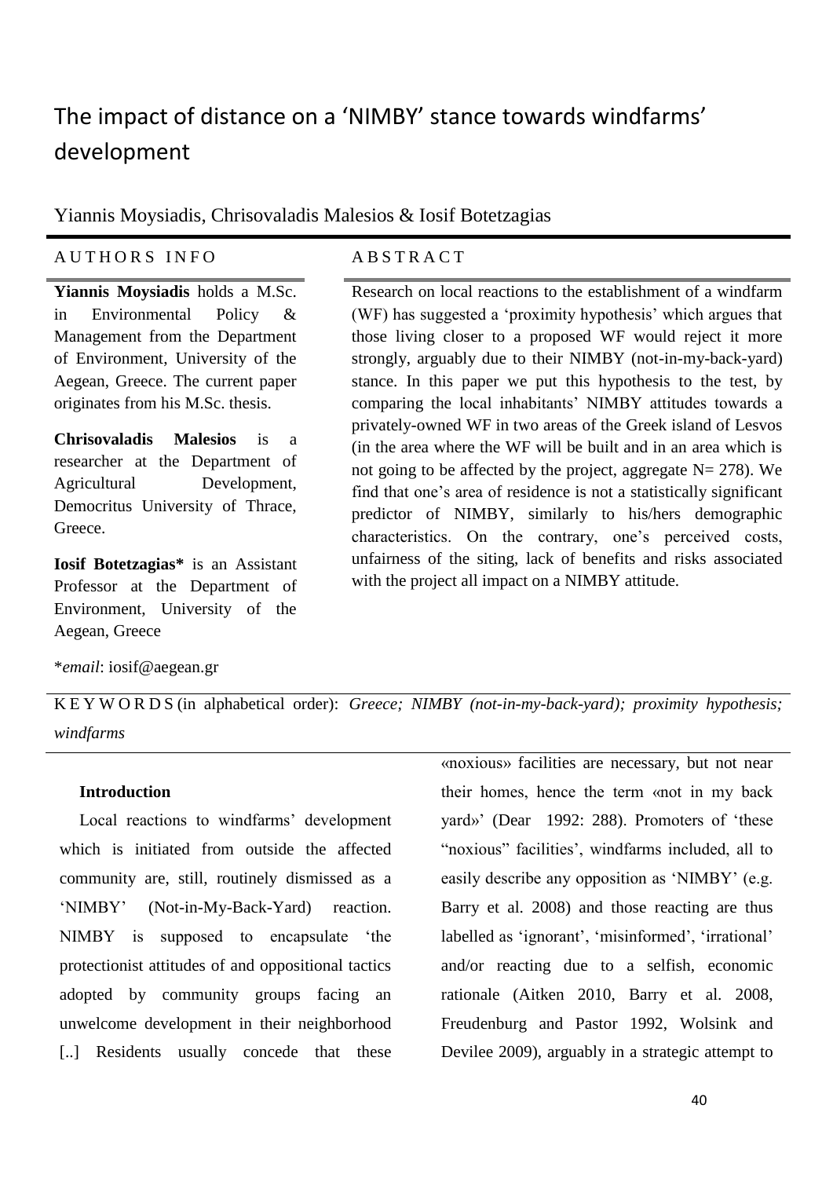# The impact of distance on a 'NIMBY' stance towards windfarms' development

Yiannis Moysiadis, Chrisovaladis Malesios & Iosif Botetzagias

## AUTHORS INFO

**Yiannis Moysiadis** holds a M.Sc. in Environmental Policy & Management from the Department of Environment, University of the Aegean, Greece. The current paper originates from his M.Sc. thesis.

**Chrisovaladis Malesios** is a researcher at the Department of Agricultural Development, Democritus University of Thrace, Greece.

**Iosif Botetzagias*** is an Assistant Professor at the Department of Environment, University of the Aegean, Greece

\**email*: iosif@aegean.gr

## ABSTRACT

Research on local reactions to the establishment of a windfarm (WF) has suggested a 'proximity hypothesis' which argues that those living closer to a proposed WF would reject it more strongly, arguably due to their NIMBY (not-in-my-back-yard) stance. In this paper we put this hypothesis to the test, by comparing the local inhabitants' NIMBY attitudes towards a privately-owned WF in two areas of the Greek island of Lesvos (in the area where the WF will be built and in an area which is not going to be affected by the project, aggregate N= 278). We find that one's area of residence is not a statistically significant predictor of NIMBY, similarly to his/hers demographic characteristics. On the contrary, one's perceived costs, unfairness of the siting, lack of benefits and risks associated with the project all impact on a NIMBY attitude.

KEYWORDS (in alphabetical order): *Greece; NIMBY (not-in-my-back-yard); proximity hypothesis; windfarms*

### Introduction

Local reactions to windfarms' development which is initiated from outside the affected community are, still, routinely dismissed as a 'NIMBY' (Not-in-My-Back-Yard) reaction. NIMBY is supposed to encapsulate 'the protectionist attitudes of and oppositional tactics adopted by community groups facing an unwelcome development in their neighborhood [..] Residents usually concede that these «noxious» facilities are necessary, but not near their homes, hence the term «not in my back yard»' (Dear 1992: 288). Promoters of 'these "noxious" facilities', windfarms included, all to easily describe any opposition as 'NIMBY' (e.g. Barry et al. 2008) and those reacting are thus labelled as 'ignorant', 'misinformed', 'irrational' and/or reacting due to a selfish, economic rationale (Aitken 2010, Barry et al. 2008, Freudenburg and Pastor 1992, Wolsink and Devilee 2009), arguably in a strategic attempt to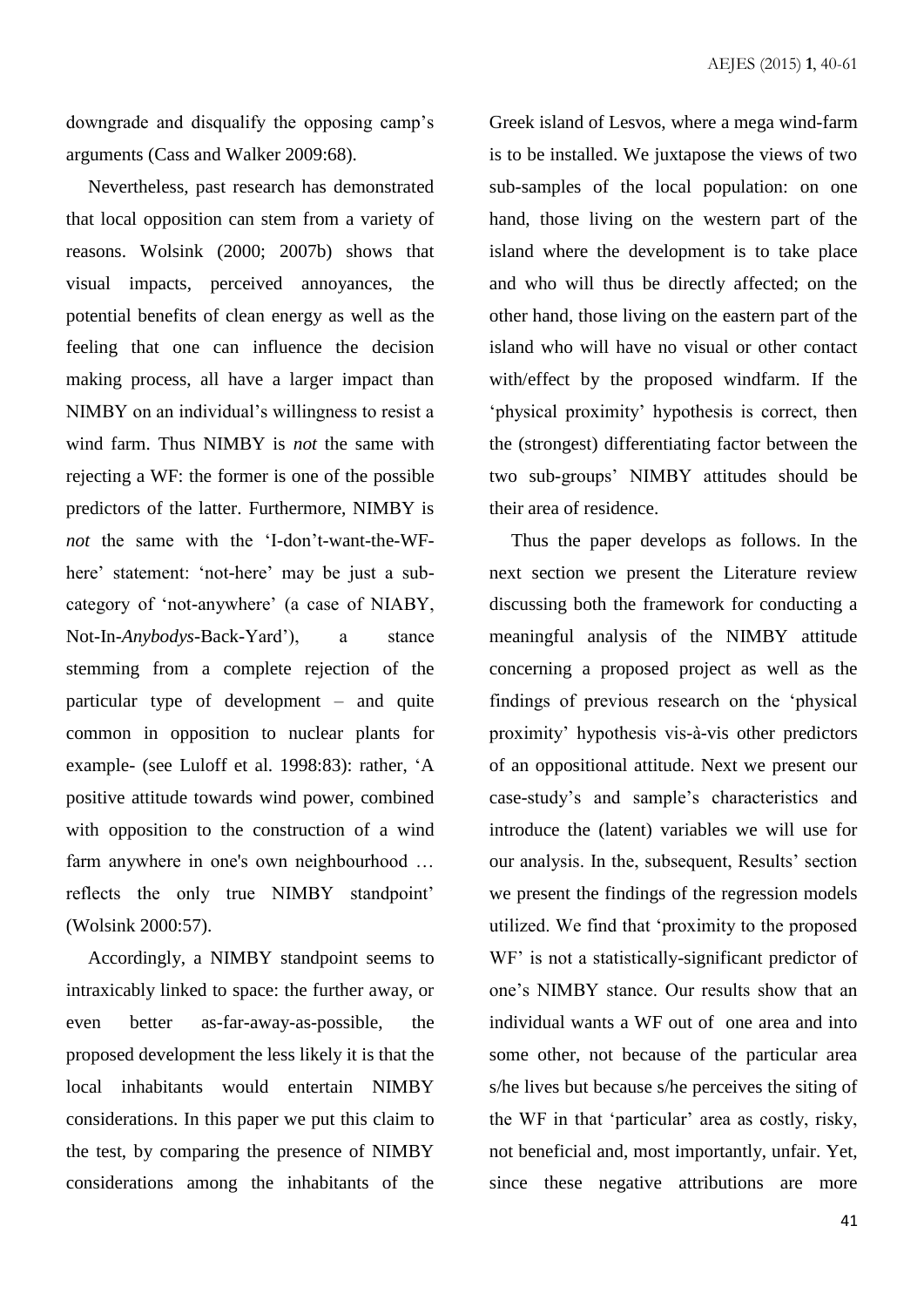downgrade and disqualify the opposing camp's arguments (Cass and Walker 2009:68).

Nevertheless, past research has demonstrated that local opposition can stem from a variety of reasons. Wolsink (2000; 2007b) shows that visual impacts, perceived annoyances, the potential benefits of clean energy as well as the feeling that one can influence the decision making process, all have a larger impact than NIMBY on an individual's willingness to resist a wind farm. Thus NIMBY is *not* the same with rejecting a WF: the former is one of the possible predictors of the latter. Furthermore, NIMBY is *not* the same with the 'I-don't-want-the-WF-here' statement: 'not-here' may be just a sub-category of 'not-anywhere' (a case of NIABY, Not-In-*Anybodys*-Back-Yard'), a stance stemming from a complete rejection of the particular type of development – and quite common in opposition to nuclear plants for example- (see Luloff et al. 1998:83): rather, 'A positive attitude towards wind power, combined with opposition to the construction of a wind farm anywhere in one's own neighbourhood … reflects the only true NIMBY standpoint' (Wolsink 2000:57).

Accordingly, a NIMBY standpoint seems to intraxicably linked to space: the further away, or even better as-far-away-as-possible, the proposed development the less likely it is that the local inhabitants would entertain NIMBY considerations. In this paper we put this claim to the test, by comparing the presence of NIMBY considerations among the inhabitants of the Greek island of Lesvos, where a mega wind-farm is to be installed. We juxtapose the views of two sub-samples of the local population: on one hand, those living on the western part of the island where the development is to take place and who will thus be directly affected; on the other hand, those living on the eastern part of the island who will have no visual or other contact with/effect by the proposed windfarm. If the 'physical proximity' hypothesis is correct, then the (strongest) differentiating factor between the two sub-groups' NIMBY attitudes should be their area of residence.

Thus the paper develops as follows. In the next section we present the Literature review discussing both the framework for conducting a meaningful analysis of the NIMBY attitude concerning a proposed project as well as the findings of previous research on the 'physical proximity' hypothesis vis-à-vis other predictors of an oppositional attitude. Next we present our case-study's and sample's characteristics and introduce the (latent) variables we will use for our analysis. In the, subsequent, Results' section we present the findings of the regression models utilized. We find that 'proximity to the proposed WF' is not a statistically-significant predictor of one's NIMBY stance. Our results show that an individual wants a WF out of one area and into some other, not because of the particular area s/he lives but because s/he perceives the siting of the WF in that 'particular' area as costly, risky, not beneficial and, most importantly, unfair. Yet, since these negative attributions are more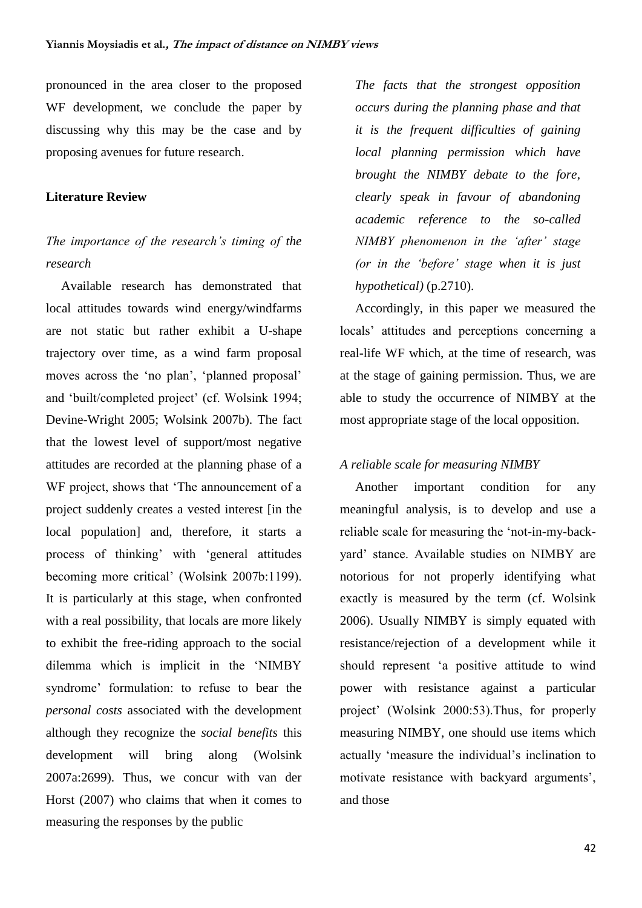pronounced in the area closer to the proposed WF development, we conclude the paper by discussing why this may be the case and by proposing avenues for future research.

## Literature Review

### *The importance of the research's timing of the research*

Available research has demonstrated that local attitudes towards wind energy/windfarms are not static but rather exhibit a U-shape trajectory over time, as a wind farm proposal moves across the 'no plan', 'planned proposal' and 'built/completed project' (cf. Wolsink 1994; Devine-Wright 2005; Wolsink 2007b). The fact that the lowest level of support/most negative attitudes are recorded at the planning phase of a WF project, shows that 'The announcement of a project suddenly creates a vested interest [in the local population] and, therefore, it starts a process of thinking' with 'general attitudes becoming more critical' (Wolsink 2007b:1199). It is particularly at this stage, when confronted with a real possibility, that locals are more likely to exhibit the free-riding approach to the social dilemma which is implicit in the 'NIMBY syndrome' formulation: to refuse to bear the *personal costs* associated with the development although they recognize the *social benefits* this development will bring along (Wolsink 2007a:2699). Thus, we concur with van der Horst (2007) who claims that when it comes to measuring the responses by the public

*The facts that the strongest opposition occurs during the planning phase and that it is the frequent difficulties of gaining local planning permission which have brought the NIMBY debate to the fore, clearly speak in favour of abandoning academic reference to the so-called NIMBY phenomenon in the 'after' stage (or in the 'before' stage when it is just hypothetical)* (p.2710).

Accordingly, in this paper we measured the locals' attitudes and perceptions concerning a real-life WF which, at the time of research, was at the stage of gaining permission. Thus, we are able to study the occurrence of NIMBY at the most appropriate stage of the local opposition.

### *A reliable scale for measuring NIMBY*

Another important condition for any meaningful analysis, is to develop and use a reliable scale for measuring the 'not-in-my-back-yard' stance. Available studies on NIMBY are notorious for not properly identifying what exactly is measured by the term (cf. Wolsink 2006). Usually NIMBY is simply equated with resistance/rejection of a development while it should represent 'a positive attitude to wind power with resistance against a particular project' (Wolsink 2000:53).Thus, for properly measuring NIMBY, one should use items which actually 'measure the individual's inclination to motivate resistance with backyard arguments', and those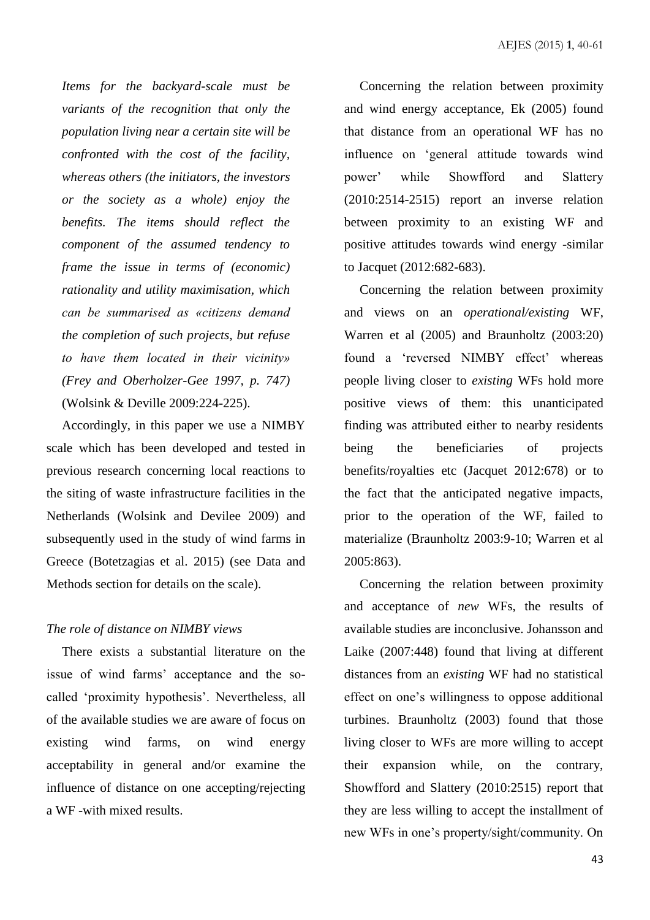*Items for the backyard-scale must be variants of the recognition that only the population living near a certain site will be confronted with the cost of the facility, whereas others (the initiators, the investors or the society as a whole) enjoy the benefits. The items should reflect the component of the assumed tendency to frame the issue in terms of (economic) rationality and utility maximisation, which can be summarised as «citizens demand the completion of such projects, but refuse to have them located in their vicinity» (Frey and Oberholzer-Gee 1997, p. 747)* (Wolsink & Deville 2009:224-225).

Accordingly, in this paper we use a NIMBY scale which has been developed and tested in previous research concerning local reactions to the siting of waste infrastructure facilities in the Netherlands (Wolsink and Devilee 2009) and subsequently used in the study of wind farms in Greece (Botetzagias et al. 2015) (see Data and Methods section for details on the scale).

### *The role of distance on NIMBY views*

There exists a substantial literature on the issue of wind farms' acceptance and the so-called 'proximity hypothesis'. Nevertheless, all of the available studies we are aware of focus on existing wind farms, on wind energy acceptability in general and/or examine the influence of distance on one accepting/rejecting a WF -with mixed results.

Concerning the relation between proximity and wind energy acceptance, Ek (2005) found that distance from an operational WF has no influence on 'general attitude towards wind power' while Showfford and Slattery (2010:2514-2515) report an inverse relation between proximity to an existing WF and positive attitudes towards wind energy -similar to Jacquet (2012:682-683).

Concerning the relation between proximity and views on an *operational/existing* WF, Warren et al (2005) and Braunholtz (2003:20) found a 'reversed NIMBY effect' whereas people living closer to *existing* WFs hold more positive views of them: this unanticipated finding was attributed either to nearby residents being the beneficiaries of projects benefits/royalties etc (Jacquet 2012:678) or to the fact that the anticipated negative impacts, prior to the operation of the WF, failed to materialize (Braunholtz 2003:9-10; Warren et al 2005:863).

Concerning the relation between proximity and acceptance of *new* WFs, the results of available studies are inconclusive. Johansson and Laike (2007:448) found that living at different distances from an *existing* WF had no statistical effect on one's willingness to oppose additional turbines. Braunholtz (2003) found that those living closer to WFs are more willing to accept their expansion while, on the contrary, Showfford and Slattery (2010:2515) report that they are less willing to accept the installment of new WFs in one's property/sight/community. On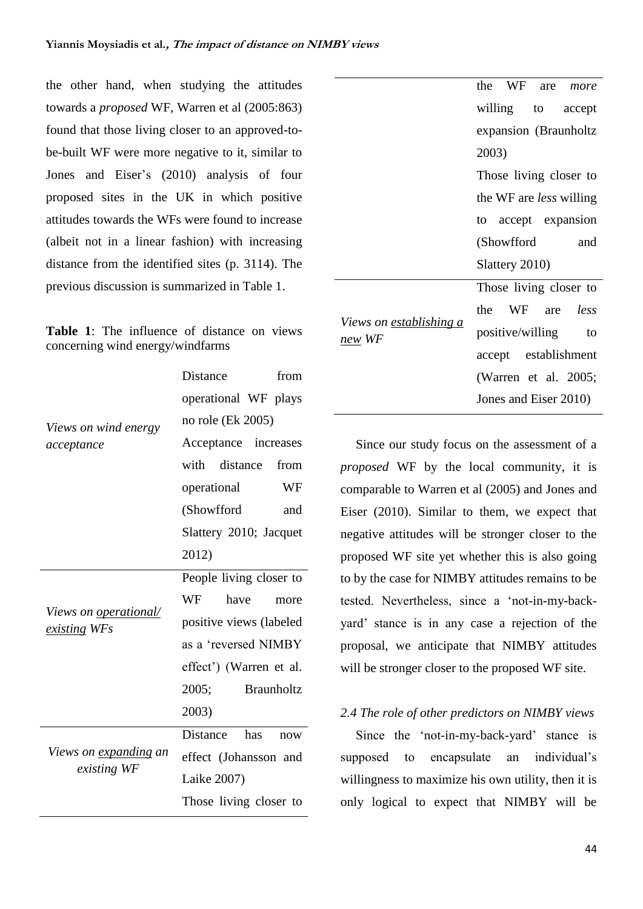the other hand, when studying the attitudes towards a *proposed* WF, Warren et al (2005:863) found that those living closer to an approved-to-be-built WF were more negative to it, similar to Jones and Eiser's (2010) analysis of four proposed sites in the UK in which positive attitudes towards the WFs were found to increase (albeit not in a linear fashion) with increasing distance from the identified sites (p. 3114). The previous discussion is summarized in Table 1.

**Table 1**: The influence of distance on views concerning wind energy/windfarms

| | |
|---|---|
| *Views on wind energy acceptance* | Distance from operational WF plays no role (Ek 2005)<br>Acceptance increases with distance from operational WF (Showfford and Slattery 2010; Jacquet 2012) |
| *Views on <u>operational/ existing</u> WFs* | People living closer to WF have more positive views (labeled as a 'reversed NIMBY effect') (Warren et al. 2005; Braunholtz 2003) |
| *Views on <u>expanding</u> an existing WF* | Distance has now effect (Johansson and Laike 2007)<br>Those living closer to the WF are *more* willing to accept expansion (Braunholtz 2003)<br>Those living closer to the WF are *less* willing to accept expansion (Showfford and Slattery 2010) |
| *Views on <u>establishing a new</u> WF* | Those living closer to the WF are *less* positive/willing to accept establishment (Warren et al. 2005; Jones and Eiser 2010) |

Since our study focus on the assessment of a *proposed* WF by the local community, it is comparable to Warren et al (2005) and Jones and Eiser (2010). Similar to them, we expect that negative attitudes will be stronger closer to the proposed WF site yet whether this is also going to by the case for NIMBY attitudes remains to be tested. Nevertheless, since a 'not-in-my-back-yard' stance is in any case a rejection of the proposal, we anticipate that NIMBY attitudes will be stronger closer to the proposed WF site.

*2.4 The role of other predictors on NIMBY views*

Since the 'not-in-my-back-yard' stance is supposed to encapsulate an individual's willingness to maximize his own utility, then it is only logical to expect that NIMBY will be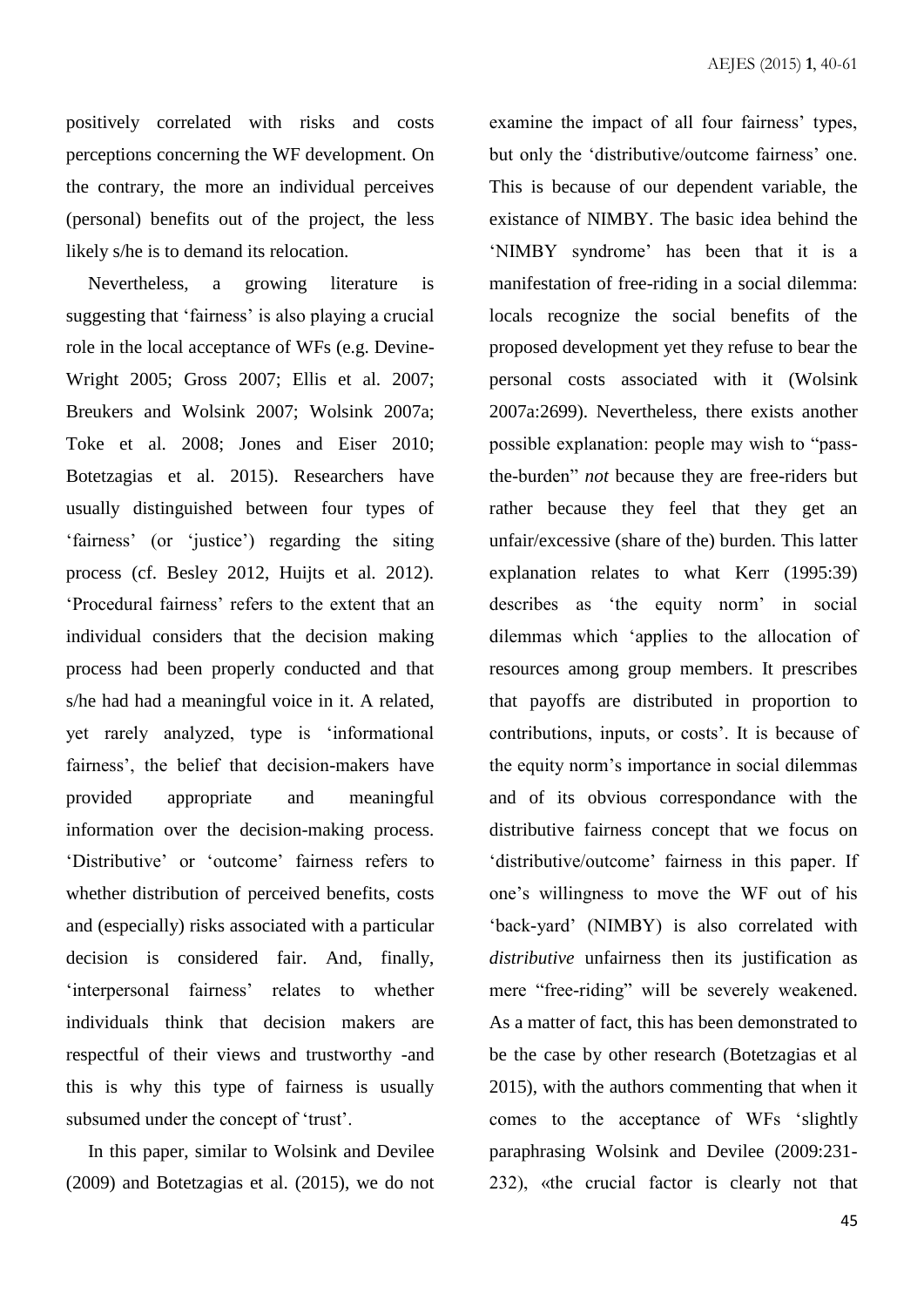positively correlated with risks and costs perceptions concerning the WF development. On the contrary, the more an individual perceives (personal) benefits out of the project, the less likely s/he is to demand its relocation.

Nevertheless, a growing literature is suggesting that 'fairness' is also playing a crucial role in the local acceptance of WFs (e.g. Devine-Wright 2005; Gross 2007; Ellis et al. 2007; Breukers and Wolsink 2007; Wolsink 2007a; Toke et al. 2008; Jones and Eiser 2010; Botetzagias et al. 2015). Researchers have usually distinguished between four types of 'fairness' (or 'justice') regarding the siting process (cf. Besley 2012, Huijts et al. 2012). 'Procedural fairness' refers to the extent that an individual considers that the decision making process had been properly conducted and that s/he had had a meaningful voice in it. A related, yet rarely analyzed, type is 'informational fairness', the belief that decision-makers have provided appropriate and meaningful information over the decision-making process. 'Distributive' or 'outcome' fairness refers to whether distribution of perceived benefits, costs and (especially) risks associated with a particular decision is considered fair. And, finally, 'interpersonal fairness' relates to whether individuals think that decision makers are respectful of their views and trustworthy -and this is why this type of fairness is usually subsumed under the concept of 'trust'.

In this paper, similar to Wolsink and Devilee (2009) and Botetzagias et al. (2015), we do not examine the impact of all four fairness' types, but only the 'distributive/outcome fairness' one. This is because of our dependent variable, the existance of NIMBY. The basic idea behind the 'NIMBY syndrome' has been that it is a manifestation of free-riding in a social dilemma: locals recognize the social benefits of the proposed development yet they refuse to bear the personal costs associated with it (Wolsink 2007a:2699). Nevertheless, there exists another possible explanation: people may wish to "pass-the-burden" *not* because they are free-riders but rather because they feel that they get an unfair/excessive (share of the) burden. This latter explanation relates to what Kerr (1995:39) describes as 'the equity norm' in social dilemmas which 'applies to the allocation of resources among group members. It prescribes that payoffs are distributed in proportion to contributions, inputs, or costs'. It is because of the equity norm's importance in social dilemmas and of its obvious correspondance with the distributive fairness concept that we focus on 'distributive/outcome' fairness in this paper. If one's willingness to move the WF out of his 'back-yard' (NIMBY) is also correlated with *distributive* unfairness then its justification as mere "free-riding" will be severely weakened. As a matter of fact, this has been demonstrated to be the case by other research (Botetzagias et al 2015), with the authors commenting that when it comes to the acceptance of WFs 'slightly paraphrasing Wolsink and Devilee (2009:231-232), «the crucial factor is clearly not that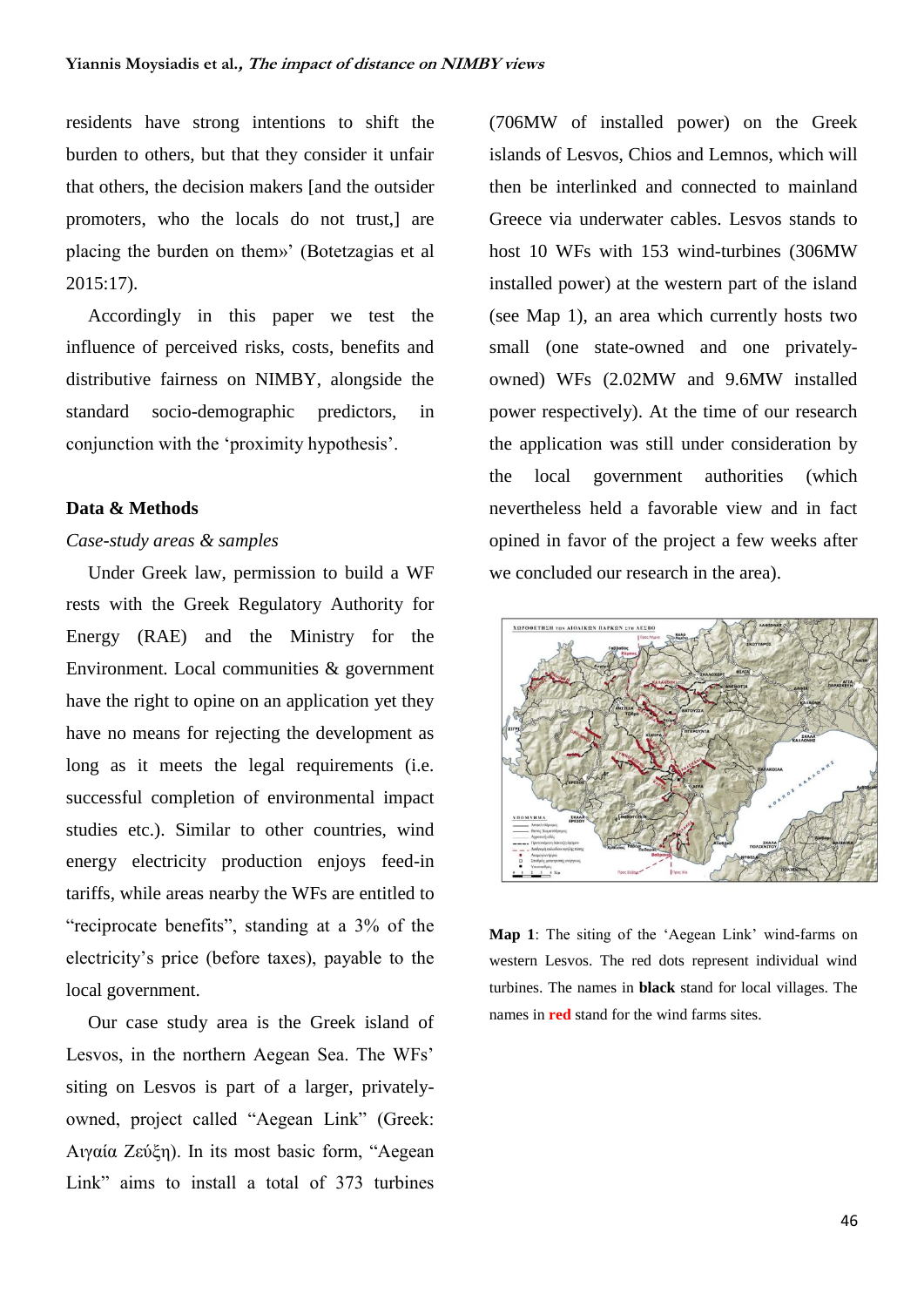residents have strong intentions to shift the burden to others, but that they consider it unfair that others, the decision makers [and the outsider promoters, who the locals do not trust,] are placing the burden on them»' (Botetzagias et al 2015:17).

Accordingly in this paper we test the influence of perceived risks, costs, benefits and distributive fairness on NIMBY, alongside the standard socio-demographic predictors, in conjunction with the 'proximity hypothesis'.

## Data & Methods

### *Case-study areas & samples*

Under Greek law, permission to build a WF rests with the Greek Regulatory Authority for Energy (RAE) and the Ministry for the Environment. Local communities & government have the right to opine on an application yet they have no means for rejecting the development as long as it meets the legal requirements (i.e. successful completion of environmental impact studies etc.). Similar to other countries, wind energy electricity production enjoys feed-in tariffs, while areas nearby the WFs are entitled to "reciprocate benefits", standing at a 3% of the electricity's price (before taxes), payable to the local government.

Our case study area is the Greek island of Lesvos, in the northern Aegean Sea. The WFs' siting on Lesvos is part of a larger, privately-owned, project called "Aegean Link" (Greek: Αιγαία Ζεύξη). In its most basic form, "Aegean Link" aims to install a total of 373 turbines (706MW of installed power) on the Greek islands of Lesvos, Chios and Lemnos, which will then be interlinked and connected to mainland Greece via underwater cables. Lesvos stands to host 10 WFs with 153 wind-turbines (306MW installed power) at the western part of the island (see Map 1), an area which currently hosts two small (one state-owned and one privately-owned) WFs (2.02MW and 9.6MW installed power respectively). At the time of our research the application was still under consideration by the local government authorities (which nevertheless held a favorable view and in fact opined in favor of the project a few weeks after we concluded our research in the area).

**Map 1**: The siting of the 'Aegean Link' wind-farms on western Lesvos. The red dots represent individual wind turbines. The names in **black** stand for local villages. The names in **red** stand for the wind farms sites.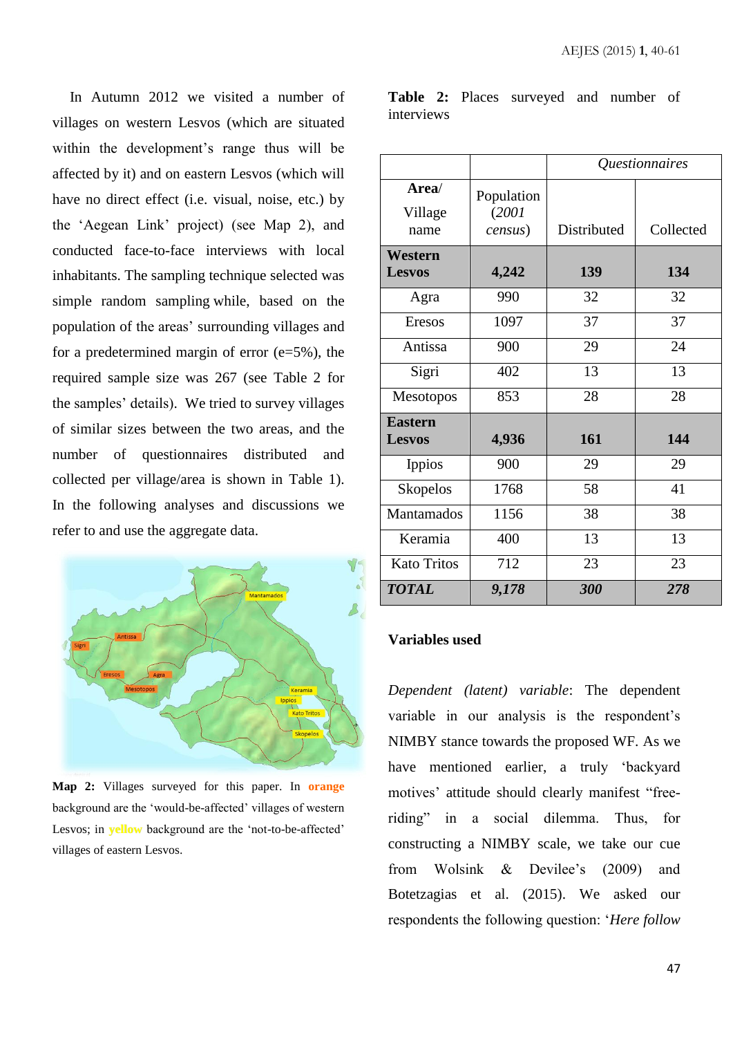In Autumn 2012 we visited a number of villages on western Lesvos (which are situated within the development's range thus will be affected by it) and on eastern Lesvos (which will have no direct effect (i.e. visual, noise, etc.) by the 'Aegean Link' project) (see Map 2), and conducted face-to-face interviews with local inhabitants. The sampling technique selected was simple random sampling while, based on the population of the areas' surrounding villages and for a predetermined margin of error (e=5%), the required sample size was 267 (see Table 2 for the samples' details). We tried to survey villages of similar sizes between the two areas, and the number of questionnaires distributed and collected per village/area is shown in Table 1). In the following analyses and discussions we refer to and use the aggregate data.

**Map 2:** Villages surveyed for this paper. In orange background are the 'would-be-affected' villages of western Lesvos; in yellow background are the 'not-to-be-affected' villages of eastern Lesvos.

**Table 2:** Places surveyed and number of interviews

| Area/ Village name | Population (*2001 census*) | *Questionnaires* Distributed | Collected |
|---|---|---|---|
| **Western Lesvos** | **4,242** | **139** | **134** |
| Agra | 990 | 32 | 32 |
| Eresos | 1097 | 37 | 37 |
| Antissa | 900 | 29 | 24 |
| Sigri | 402 | 13 | 13 |
| Mesotopos | 853 | 28 | 28 |
| **Eastern Lesvos** | **4,936** | **161** | **144** |
| Ippios | 900 | 29 | 29 |
| Skopelos | 1768 | 58 | 41 |
| Mantamados | 1156 | 38 | 38 |
| Keramia | 400 | 13 | 13 |
| Kato Tritos | 712 | 23 | 23 |
| ***TOTAL*** | ***9,178*** | ***300*** | ***278*** |

### Variables used

*Dependent (latent) variable*: The dependent variable in our analysis is the respondent's NIMBY stance towards the proposed WF. As we have mentioned earlier, a truly 'backyard motives' attitude should clearly manifest "free-riding" in a social dilemma. Thus, for constructing a NIMBY scale, we take our cue from Wolsink & Devilee's (2009) and Botetzagias et al. (2015). We asked our respondents the following question: '*Here follow*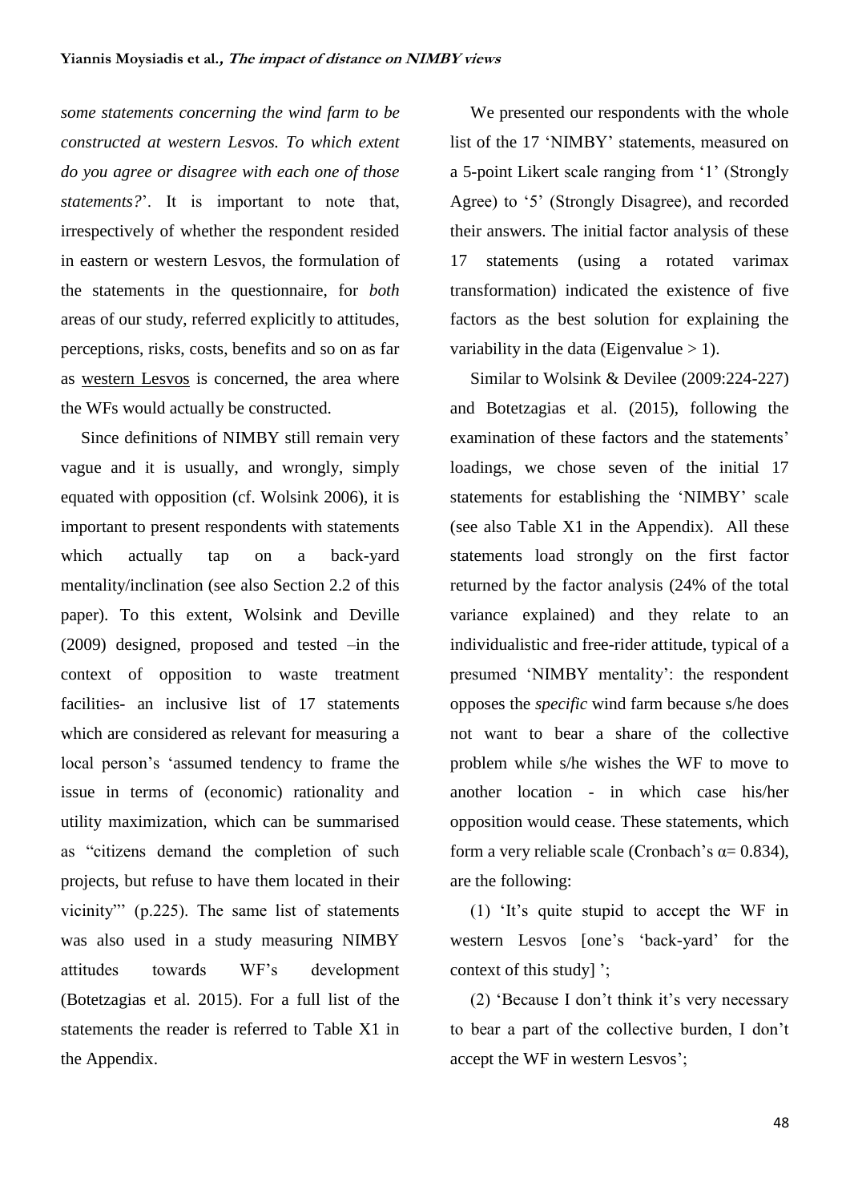*some statements concerning the wind farm to be constructed at western Lesvos. To which extent do you agree or disagree with each one of those statements?*'. It is important to note that, irrespectively of whether the respondent resided in eastern or western Lesvos, the formulation of the statements in the questionnaire, for *both* areas of our study, referred explicitly to attitudes, perceptions, risks, costs, benefits and so on as far as western Lesvos is concerned, the area where the WFs would actually be constructed.

Since definitions of NIMBY still remain very vague and it is usually, and wrongly, simply equated with opposition (cf. Wolsink 2006), it is important to present respondents with statements which actually tap on a back-yard mentality/inclination (see also Section 2.2 of this paper). To this extent, Wolsink and Deville (2009) designed, proposed and tested –in the context of opposition to waste treatment facilities- an inclusive list of 17 statements which are considered as relevant for measuring a local person's 'assumed tendency to frame the issue in terms of (economic) rationality and utility maximization, which can be summarised as "citizens demand the completion of such projects, but refuse to have them located in their vicinity"' (p.225). The same list of statements was also used in a study measuring NIMBY attitudes towards WF's development (Botetzagias et al. 2015). For a full list of the statements the reader is referred to Table X1 in the Appendix.

We presented our respondents with the whole list of the 17 'NIMBY' statements, measured on a 5-point Likert scale ranging from '1' (Strongly Agree) to '5' (Strongly Disagree), and recorded their answers. The initial factor analysis of these 17 statements (using a rotated varimax transformation) indicated the existence of five factors as the best solution for explaining the variability in the data (Eigenvalue > 1).

Similar to Wolsink & Devilee (2009:224-227) and Botetzagias et al. (2015), following the examination of these factors and the statements' loadings, we chose seven of the initial 17 statements for establishing the 'NIMBY' scale (see also Table X1 in the Appendix). All these statements load strongly on the first factor returned by the factor analysis (24% of the total variance explained) and they relate to an individualistic and free-rider attitude, typical of a presumed 'NIMBY mentality': the respondent opposes the *specific* wind farm because s/he does not want to bear a share of the collective problem while s/he wishes the WF to move to another location - in which case his/her opposition would cease. These statements, which form a very reliable scale (Cronbach's $\alpha = 0.834$), are the following:

(1) 'It's quite stupid to accept the WF in western Lesvos [one's 'back-yard' for the context of this study] ';

(2) 'Because I don't think it's very necessary to bear a part of the collective burden, I don't accept the WF in western Lesvos';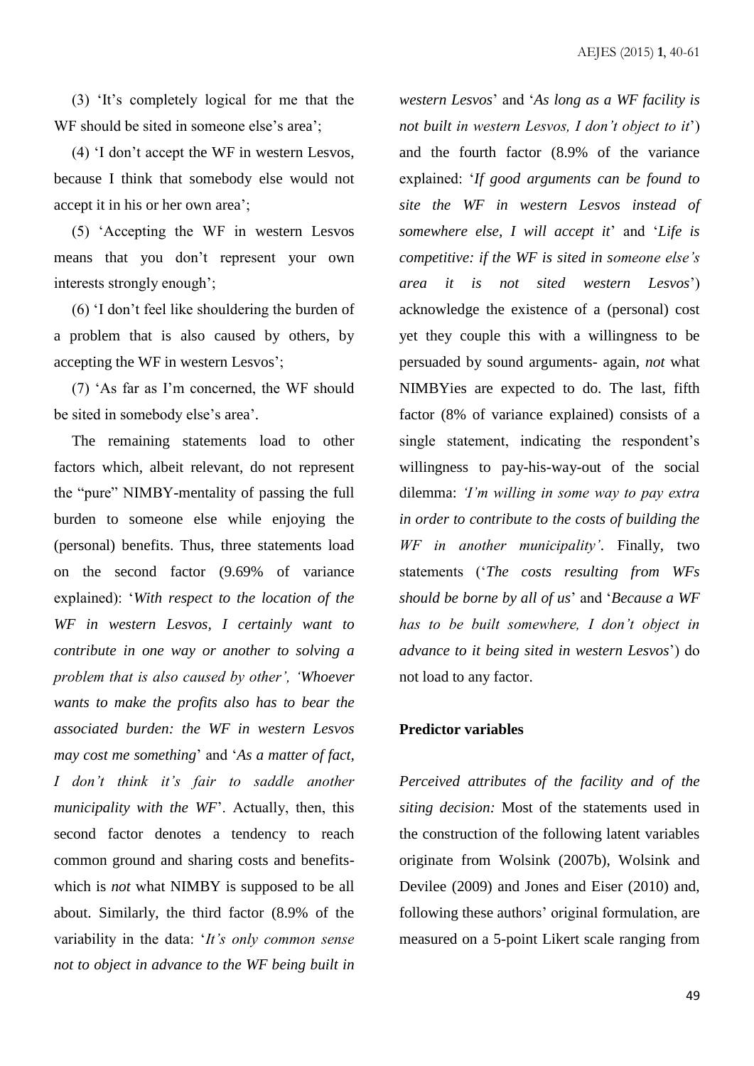(3) 'It's completely logical for me that the WF should be sited in someone else's area';

(4) 'I don't accept the WF in western Lesvos, because I think that somebody else would not accept it in his or her own area';

(5) 'Accepting the WF in western Lesvos means that you don't represent your own interests strongly enough';

(6) 'I don't feel like shouldering the burden of a problem that is also caused by others, by accepting the WF in western Lesvos';

(7) 'As far as I'm concerned, the WF should be sited in somebody else's area'.

The remaining statements load to other factors which, albeit relevant, do not represent the "pure" NIMBY-mentality of passing the full burden to someone else while enjoying the (personal) benefits. Thus, three statements load on the second factor (9.69% of variance explained): '*With respect to the location of the WF in western Lesvos, I certainly want to contribute in one way or another to solving a problem that is also caused by other', 'Whoever wants to make the profits also has to bear the associated burden: the WF in western Lesvos may cost me something*' and '*As a matter of fact, I don't think it's fair to saddle another municipality with the WF*'. Actually, then, this second factor denotes a tendency to reach common ground and sharing costs and benefits- which is *not* what NIMBY is supposed to be all about. Similarly, the third factor (8.9% of the variability in the data: '*It's only common sense not to object in advance to the WF being built in western Lesvos*' and '*As long as a WF facility is not built in western Lesvos, I don't object to it*') and the fourth factor (8.9% of the variance explained: '*If good arguments can be found to site the WF in western Lesvos instead of somewhere else, I will accept it*' and '*Life is competitive: if the WF is sited in someone else's area it is not sited western Lesvos*') acknowledge the existence of a (personal) cost yet they couple this with a willingness to be persuaded by sound arguments- again, *not* what NIMBYies are expected to do. The last, fifth factor (8% of variance explained) consists of a single statement, indicating the respondent's willingness to pay-his-way-out of the social dilemma: *'I'm willing in some way to pay extra in order to contribute to the costs of building the WF in another municipality'*. Finally, two statements ('*The costs resulting from WFs should be borne by all of us*' and '*Because a WF has to be built somewhere, I don't object in advance to it being sited in western Lesvos*') do not load to any factor.

## Predictor variables

*Perceived attributes of the facility and of the siting decision:* Most of the statements used in the construction of the following latent variables originate from Wolsink (2007b), Wolsink and Devilee (2009) and Jones and Eiser (2010) and, following these authors' original formulation, are measured on a 5-point Likert scale ranging from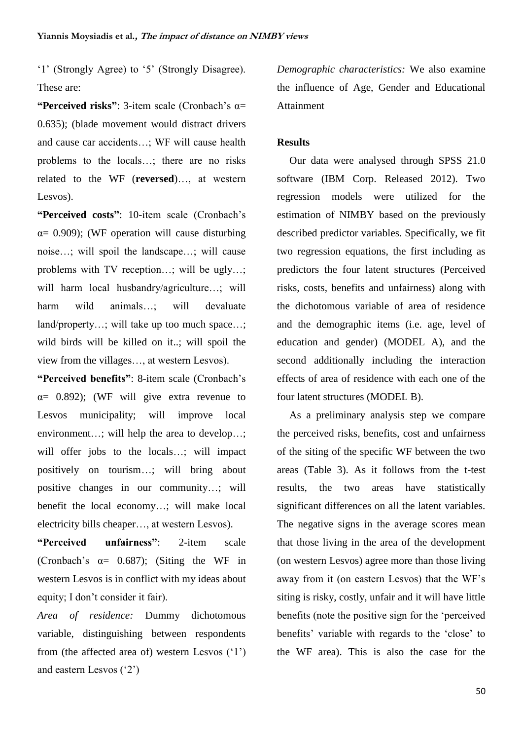'1' (Strongly Agree) to '5' (Strongly Disagree). These are:

**"Perceived risks"**: 3-item scale (Cronbach's $\alpha$= 0.635); (blade movement would distract drivers and cause car accidents…; WF will cause health problems to the locals…; there are no risks related to the WF (**reversed**)…, at western Lesvos).

**"Perceived costs"**: 10-item scale (Cronbach's $\alpha$= 0.909); (WF operation will cause disturbing noise…; will spoil the landscape…; will cause problems with TV reception…; will be ugly…; will harm local husbandry/agriculture…; will harm wild animals…; will devaluate land/property…; will take up too much space…; wild birds will be killed on it..; will spoil the view from the villages…, at western Lesvos).

**"Perceived benefits"**: 8-item scale (Cronbach's $\alpha$= 0.892); (WF will give extra revenue to Lesvos municipality; will improve local environment…; will help the area to develop…; will offer jobs to the locals…; will impact positively on tourism…; will bring about positive changes in our community…; will benefit the local economy…; will make local electricity bills cheaper…, at western Lesvos).

**"Perceived unfairness"**: 2-item scale (Cronbach's $\alpha$= 0.687); (Siting the WF in western Lesvos is in conflict with my ideas about equity; I don't consider it fair).

*Area of residence:* Dummy dichotomous variable, distinguishing between respondents from (the affected area of) western Lesvos ('1') and eastern Lesvos ('2')

*Demographic characteristics:* We also examine the influence of Age, Gender and Educational Attainment

## Results

Our data were analysed through SPSS 21.0 software (IBM Corp. Released 2012). Two regression models were utilized for the estimation of NIMBY based on the previously described predictor variables. Specifically, we fit two regression equations, the first including as predictors the four latent structures (Perceived risks, costs, benefits and unfairness) along with the dichotomous variable of area of residence and the demographic items (i.e. age, level of education and gender) (MODEL A), and the second additionally including the interaction effects of area of residence with each one of the four latent structures (MODEL B).

As a preliminary analysis step we compare the perceived risks, benefits, cost and unfairness of the siting of the specific WF between the two areas (Table 3). As it follows from the t-test results, the two areas have statistically significant differences on all the latent variables. The negative signs in the average scores mean that those living in the area of the development (on western Lesvos) agree more than those living away from it (on eastern Lesvos) that the WF's siting is risky, costly, unfair and it will have little benefits (note the positive sign for the 'perceived benefits' variable with regards to the 'close' to the WF area). This is also the case for the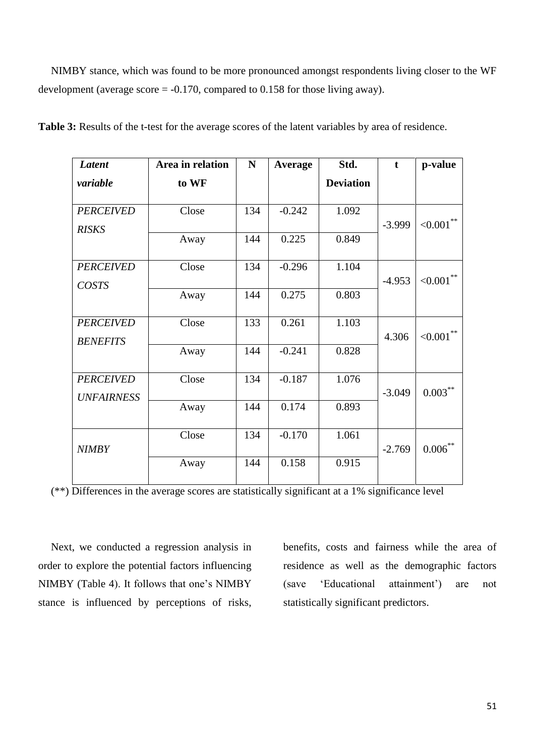NIMBY stance, which was found to be more pronounced amongst respondents living closer to the WF development (average score = -0.170, compared to 0.158 for those living away).

**Table 3:** Results of the t-test for the average scores of the latent variables by area of residence.

| *Latent variable* | Area in relation to WF | N | Average | Std. Deviation | t | p-value |
|---|---|---|---|---|---|---|
| *PERCEIVED RISKS* | Close | 134 | -0.242 | 1.092 | -3.999 | <0.001** |
| | Away | 144 | 0.225 | 0.849 | | |
| *PERCEIVED COSTS* | Close | 134 | -0.296 | 1.104 | -4.953 | <0.001** |
| | Away | 144 | 0.275 | 0.803 | | |
| *PERCEIVED BENEFITS* | Close | 133 | 0.261 | 1.103 | 4.306 | <0.001** |
| | Away | 144 | -0.241 | 0.828 | | |
| *PERCEIVED UNFAIRNESS* | Close | 134 | -0.187 | 1.076 | -3.049 | 0.003** |
| | Away | 144 | 0.174 | 0.893 | | |
| *NIMBY* | Close | 134 | -0.170 | 1.061 | -2.769 | 0.006** |
| | Away | 144 | 0.158 | 0.915 | | |

(**) Differences in the average scores are statistically significant at a 1% significance level

Next, we conducted a regression analysis in order to explore the potential factors influencing NIMBY (Table 4). It follows that one's NIMBY stance is influenced by perceptions of risks, benefits, costs and fairness while the area of residence as well as the demographic factors (save 'Educational attainment') are not statistically significant predictors.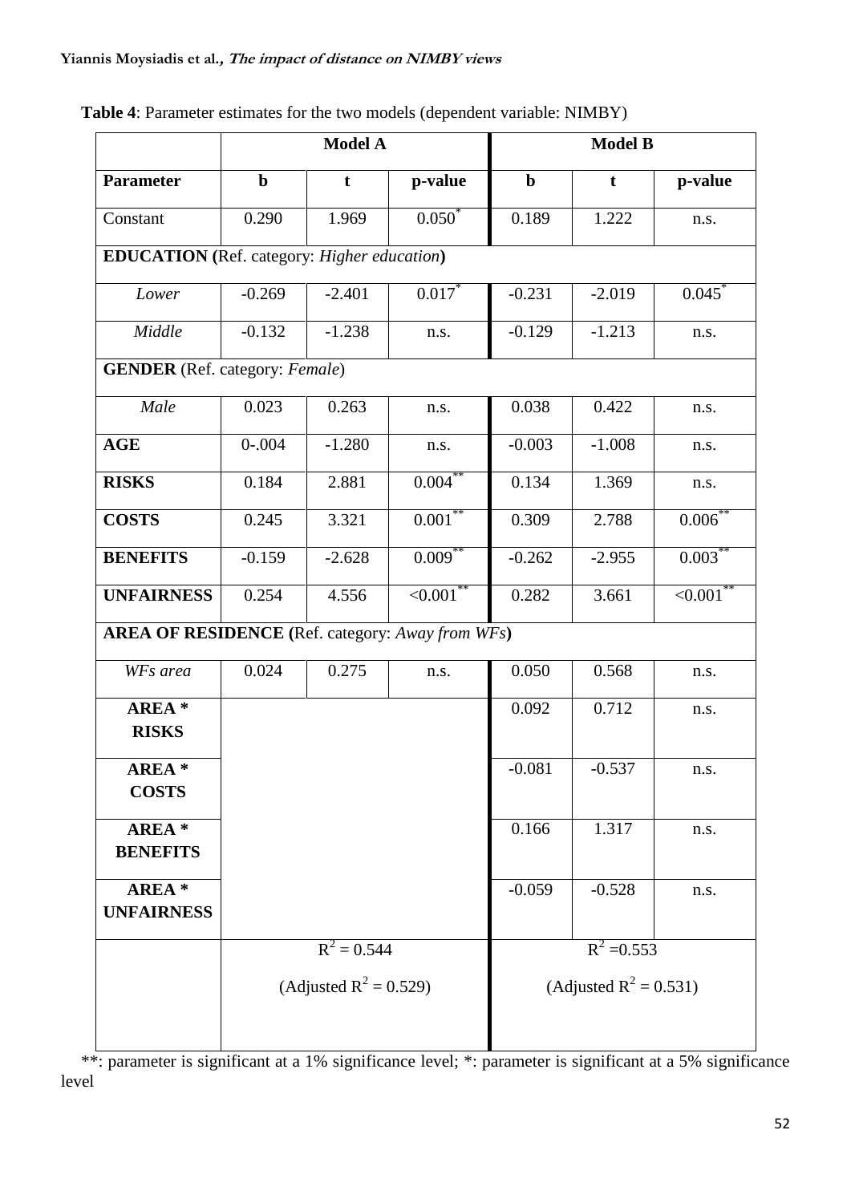**Table 4**: Parameter estimates for the two models (dependent variable: NIMBY)

| | Model A | | | Model B | | |
|---|---|---|---|---|---|---|
| **Parameter** | **b** | **t** | **p-value** | **b** | **t** | **p-value** |
| Constant | 0.290 | 1.969 | 0.050* | 0.189 | 1.222 | n.s. |
| **EDUCATION (**Ref. category: *Higher education***)** | | | | | | |
| *Lower* | -0.269 | -2.401 | 0.017* | -0.231 | -2.019 | 0.045* |
| *Middle* | -0.132 | -1.238 | n.s. | -0.129 | -1.213 | n.s. |
| **GENDER** (Ref. category: *Female*) | | | | | | |
| *Male* | 0.023 | 0.263 | n.s. | 0.038 | 0.422 | n.s. |
| **AGE** | 0-.004 | -1.280 | n.s. | -0.003 | -1.008 | n.s. |
| **RISKS** | 0.184 | 2.881 | 0.004** | 0.134 | 1.369 | n.s. |
| **COSTS** | 0.245 | 3.321 | 0.001** | 0.309 | 2.788 | 0.006** |
| **BENEFITS** | -0.159 | -2.628 | 0.009** | -0.262 | -2.955 | 0.003** |
| **UNFAIRNESS** | 0.254 | 4.556 | <0.001** | 0.282 | 3.661 | <0.001** |
| **AREA OF RESIDENCE (**Ref. category: *Away from WFs***)** | | | | | | |
| *WFs area* | 0.024 | 0.275 | n.s. | 0.050 | 0.568 | n.s. |
| **AREA * RISKS** | | | | 0.092 | 0.712 | n.s. |
| **AREA * COSTS** | | | | -0.081 | -0.537 | n.s. |
| **AREA * BENEFITS** | | | | 0.166 | 1.317 | n.s. |
| **AREA * UNFAIRNESS** | | | | -0.059 | -0.528 | n.s. |
| | $R^2 = 0.544$ (Adjusted $R^2 = 0.529$) | | | $R^2 = 0.553$ (Adjusted $R^2 = 0.531$) | | |

**: parameter is significant at a 1% significance level; *: parameter is significant at a 5% significance level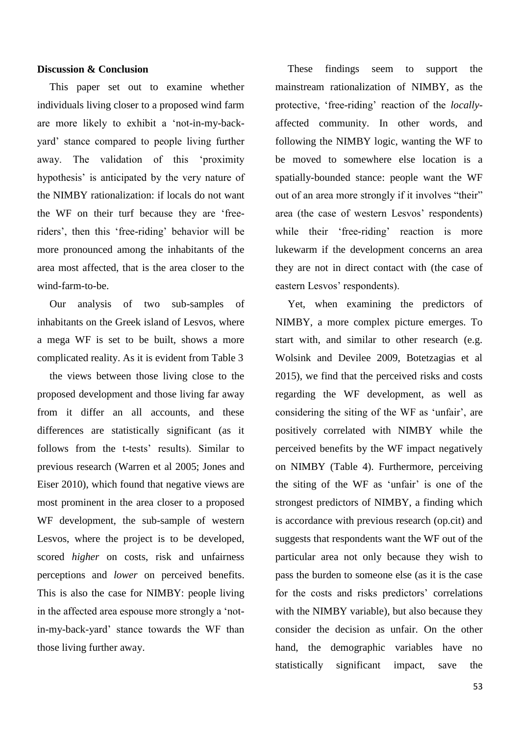## Discussion & Conclusion

This paper set out to examine whether individuals living closer to a proposed wind farm are more likely to exhibit a 'not-in-my-back-yard' stance compared to people living further away. The validation of this 'proximity hypothesis' is anticipated by the very nature of the NIMBY rationalization: if locals do not want the WF on their turf because they are 'free-riders', then this 'free-riding' behavior will be more pronounced among the inhabitants of the area most affected, that is the area closer to the wind-farm-to-be.

Our analysis of two sub-samples of inhabitants on the Greek island of Lesvos, where a mega WF is set to be built, shows a more complicated reality. As it is evident from Table 3 the views between those living close to the proposed development and those living far away from it differ an all accounts, and these differences are statistically significant (as it follows from the t-tests' results). Similar to previous research (Warren et al 2005; Jones and Eiser 2010), which found that negative views are most prominent in the area closer to a proposed WF development, the sub-sample of western Lesvos, where the project is to be developed, scored *higher* on costs, risk and unfairness perceptions and *lower* on perceived benefits. This is also the case for NIMBY: people living in the affected area espouse more strongly a 'not-in-my-back-yard' stance towards the WF than those living further away.

These findings seem to support the mainstream rationalization of NIMBY, as the protective, 'free-riding' reaction of the *locally*-affected community. In other words, and following the NIMBY logic, wanting the WF to be moved to somewhere else location is a spatially-bounded stance: people want the WF out of an area more strongly if it involves "their" area (the case of western Lesvos' respondents) while their 'free-riding' reaction is more lukewarm if the development concerns an area they are not in direct contact with (the case of eastern Lesvos' respondents).

Yet, when examining the predictors of NIMBY, a more complex picture emerges. To start with, and similar to other research (e.g. Wolsink and Devilee 2009, Botetzagias et al 2015), we find that the perceived risks and costs regarding the WF development, as well as considering the siting of the WF as 'unfair', are positively correlated with NIMBY while the perceived benefits by the WF impact negatively on NIMBY (Table 4). Furthermore, perceiving the siting of the WF as 'unfair' is one of the strongest predictors of NIMBY, a finding which is accordance with previous research (op.cit) and suggests that respondents want the WF out of the particular area not only because they wish to pass the burden to someone else (as it is the case for the costs and risks predictors' correlations with the NIMBY variable), but also because they consider the decision as unfair. On the other hand, the demographic variables have no statistically significant impact, save the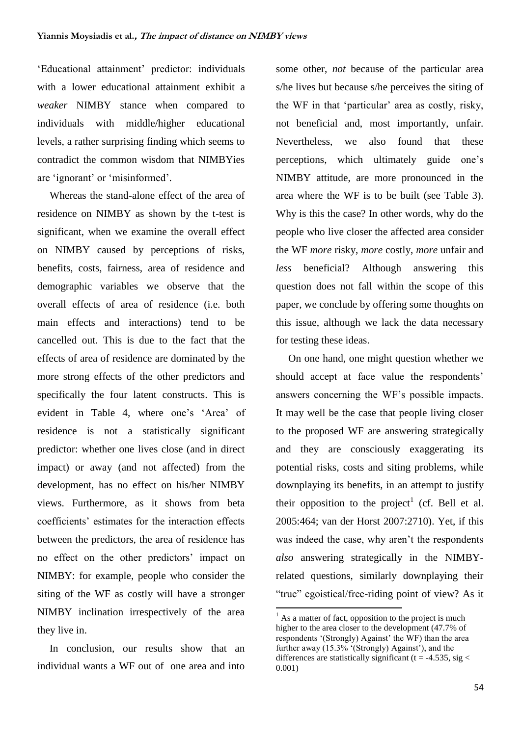'Educational attainment' predictor: individuals with a lower educational attainment exhibit a *weaker* NIMBY stance when compared to individuals with middle/higher educational levels, a rather surprising finding which seems to contradict the common wisdom that NIMBYies are 'ignorant' or 'misinformed'.

Whereas the stand-alone effect of the area of residence on NIMBY as shown by the t-test is significant, when we examine the overall effect on NIMBY caused by perceptions of risks, benefits, costs, fairness, area of residence and demographic variables we observe that the overall effects of area of residence (i.e. both main effects and interactions) tend to be cancelled out. This is due to the fact that the effects of area of residence are dominated by the more strong effects of the other predictors and specifically the four latent constructs. This is evident in Table 4, where one's 'Area' of residence is not a statistically significant predictor: whether one lives close (and in direct impact) or away (and not affected) from the development, has no effect on his/her NIMBY views. Furthermore, as it shows from beta coefficients' estimates for the interaction effects between the predictors, the area of residence has no effect on the other predictors' impact on NIMBY: for example, people who consider the siting of the WF as costly will have a stronger NIMBY inclination irrespectively of the area they live in.

In conclusion, our results show that an individual wants a WF out of one area and into some other, *not* because of the particular area s/he lives but because s/he perceives the siting of the WF in that 'particular' area as costly, risky, not beneficial and, most importantly, unfair. Nevertheless, we also found that these perceptions, which ultimately guide one's NIMBY attitude, are more pronounced in the area where the WF is to be built (see Table 3). Why is this the case? In other words, why do the people who live closer the affected area consider the WF *more* risky, *more* costly, *more* unfair and *less* beneficial? Although answering this question does not fall within the scope of this paper, we conclude by offering some thoughts on this issue, although we lack the data necessary for testing these ideas.

On one hand, one might question whether we should accept at face value the respondents' answers concerning the WF's possible impacts. It may well be the case that people living closer to the proposed WF are answering strategically and they are consciously exaggerating its potential risks, costs and siting problems, while downplaying its benefits, in an attempt to justify their opposition to the project[1] (cf. Bell et al. 2005:464; van der Horst 2007:2710). Yet, if this was indeed the case, why aren't the respondents *also* answering strategically in the NIMBY-related questions, similarly downplaying their "true" egoistical/free-riding point of view? As it

[1] As a matter of fact, opposition to the project is much higher to the area closer to the development (47.7% of respondents '(Strongly) Against' the WF) than the area further away (15.3% '(Strongly) Against'), and the differences are statistically significant ($t = -4.535$, $sig < 0.001$)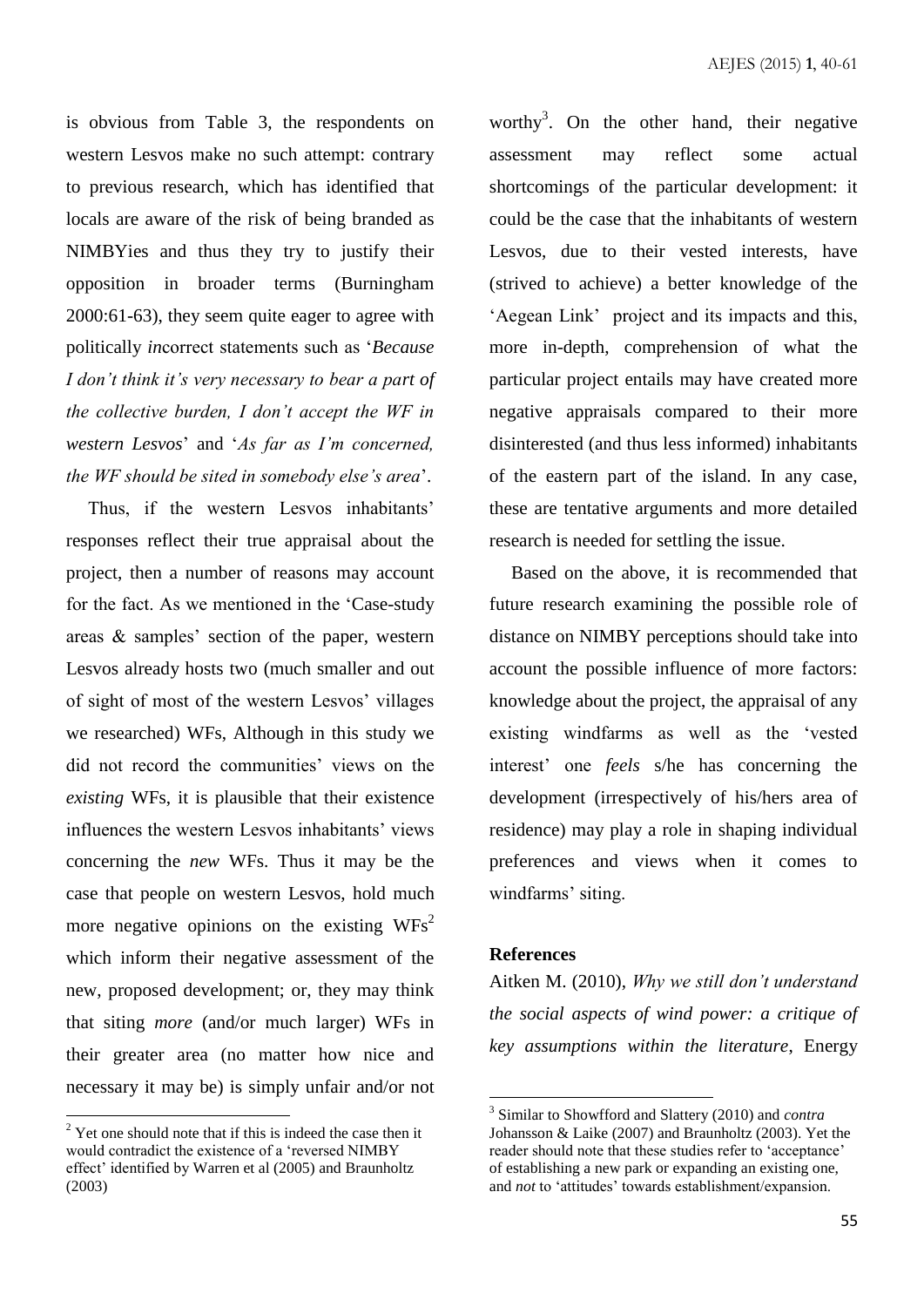is obvious from Table 3, the respondents on western Lesvos make no such attempt: contrary to previous research, which has identified that locals are aware of the risk of being branded as NIMBYies and thus they try to justify their opposition in broader terms (Burningham 2000:61-63), they seem quite eager to agree with politically *in*correct statements such as '*Because I don't think it's very necessary to bear a part of the collective burden, I don't accept the WF in western Lesvos*' and '*As far as I'm concerned, the WF should be sited in somebody else's area*'.

Thus, if the western Lesvos inhabitants' responses reflect their true appraisal about the project, then a number of reasons may account for the fact. As we mentioned in the 'Case-study areas & samples' section of the paper, western Lesvos already hosts two (much smaller and out of sight of most of the western Lesvos' villages we researched) WFs, Although in this study we did not record the communities' views on the *existing* WFs, it is plausible that their existence influences the western Lesvos inhabitants' views concerning the *new* WFs. Thus it may be the case that people on western Lesvos, hold much more negative opinions on the existing WFs[2] which inform their negative assessment of the new, proposed development; or, they may think that siting *more* (and/or much larger) WFs in their greater area (no matter how nice and necessary it may be) is simply unfair and/or not worthy[3]. On the other hand, their negative assessment may reflect some actual shortcomings of the particular development: it could be the case that the inhabitants of western Lesvos, due to their vested interests, have (strived to achieve) a better knowledge of the 'Aegean Link' project and its impacts and this, more in-depth, comprehension of what the particular project entails may have created more negative appraisals compared to their more disinterested (and thus less informed) inhabitants of the eastern part of the island. In any case, these are tentative arguments and more detailed research is needed for settling the issue.

Based on the above, it is recommended that future research examining the possible role of distance on NIMBY perceptions should take into account the possible influence of more factors: knowledge about the project, the appraisal of any existing windfarms as well as the 'vested interest' one *feels* s/he has concerning the development (irrespectively of his/hers area of residence) may play a role in shaping individual preferences and views when it comes to windfarms' siting.

## References

Aitken M. (2010), *Why we still don't understand the social aspects of wind power: a critique of key assumptions within the literature*, Energy

---

[2] Yet one should note that if this is indeed the case then it would contradict the existence of a 'reversed NIMBY effect' identified by Warren et al (2005) and Braunholtz (2003)

[3] Similar to Showfford and Slattery (2010) and *contra* Johansson & Laike (2007) and Braunholtz (2003). Yet the reader should note that these studies refer to 'acceptance' of establishing a new park or expanding an existing one, and *not* to 'attitudes' towards establishment/expansion.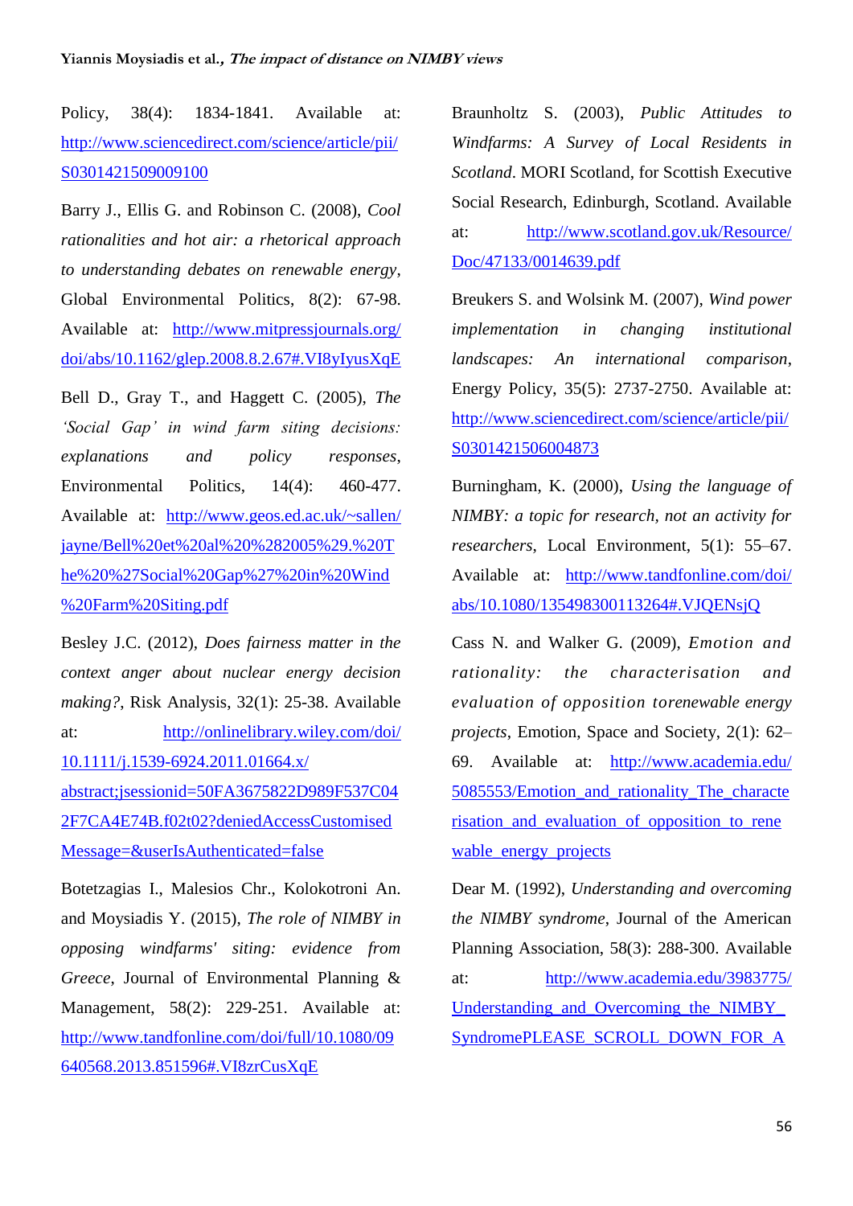Policy, 38(4): 1834-1841. Available at: http://www.sciencedirect.com/science/article/pii/S0301421509009100

Barry J., Ellis G. and Robinson C. (2008), *Cool rationalities and hot air: a rhetorical approach to understanding debates on renewable energy*, Global Environmental Politics, 8(2): 67-98. Available at: http://www.mitpressjournals.org/doi/abs/10.1162/glep.2008.8.2.67#.VI8yIyusXqE

Bell D., Gray T., and Haggett C. (2005), *The 'Social Gap' in wind farm siting decisions: explanations and policy responses*, Environmental Politics, 14(4): 460-477. Available at: http://www.geos.ed.ac.uk/~sallen/jayne/Bell%20et%20al%20%282005%29.%20The%20%27Social%20Gap%27%20in%20Wind%20Farm%20Siting.pdf

Besley J.C. (2012), *Does fairness matter in the context anger about nuclear energy decision making?*, Risk Analysis, 32(1): 25-38. Available at: http://onlinelibrary.wiley.com/doi/10.1111/j.1539-6924.2011.01664.x/abstract;jsessionid=50FA3675822D989F537C042F7CA4E74B.f02t02?deniedAccessCustomisedMessage=&userIsAuthenticated=false

Botetzagias I., Malesios Chr., Kolokotroni An. and Moysiadis Y. (2015), *The role of NIMBY in opposing windfarms' siting: evidence from Greece*, Journal of Environmental Planning & Management, 58(2): 229-251. Available at: http://www.tandfonline.com/doi/full/10.1080/09640568.2013.851596#.VI8zrCusXqE

Braunholtz S. (2003), *Public Attitudes to Windfarms: A Survey of Local Residents in Scotland*. MORI Scotland, for Scottish Executive Social Research, Edinburgh, Scotland. Available at: http://www.scotland.gov.uk/Resource/Doc/47133/0014639.pdf

Breukers S. and Wolsink M. (2007), *Wind power implementation in changing institutional landscapes: An international comparison*, Energy Policy, 35(5): 2737-2750. Available at: http://www.sciencedirect.com/science/article/pii/S0301421506004873

Burningham, K. (2000), *Using the language of NIMBY: a topic for research, not an activity for researchers*, Local Environment, 5(1): 55–67. Available at: http://www.tandfonline.com/doi/abs/10.1080/135498300113264#.VJQENsjQ

Cass N. and Walker G. (2009), *Emotion and rationality: the characterisation and evaluation of opposition torenewable energy projects*, Emotion, Space and Society, 2(1): 62–69. Available at: http://www.academia.edu/5085553/Emotion_and_rationality_The_characterisation_and_evaluation_of_opposition_to_renewable_energy_projects

Dear M. (1992), *Understanding and overcoming the NIMBY syndrome*, Journal of the American Planning Association, 58(3): 288-300. Available at: http://www.academia.edu/3983775/Understanding_and_Overcoming_the_NIMBY_SyndromePLEASE_SCROLL_DOWN_FOR_A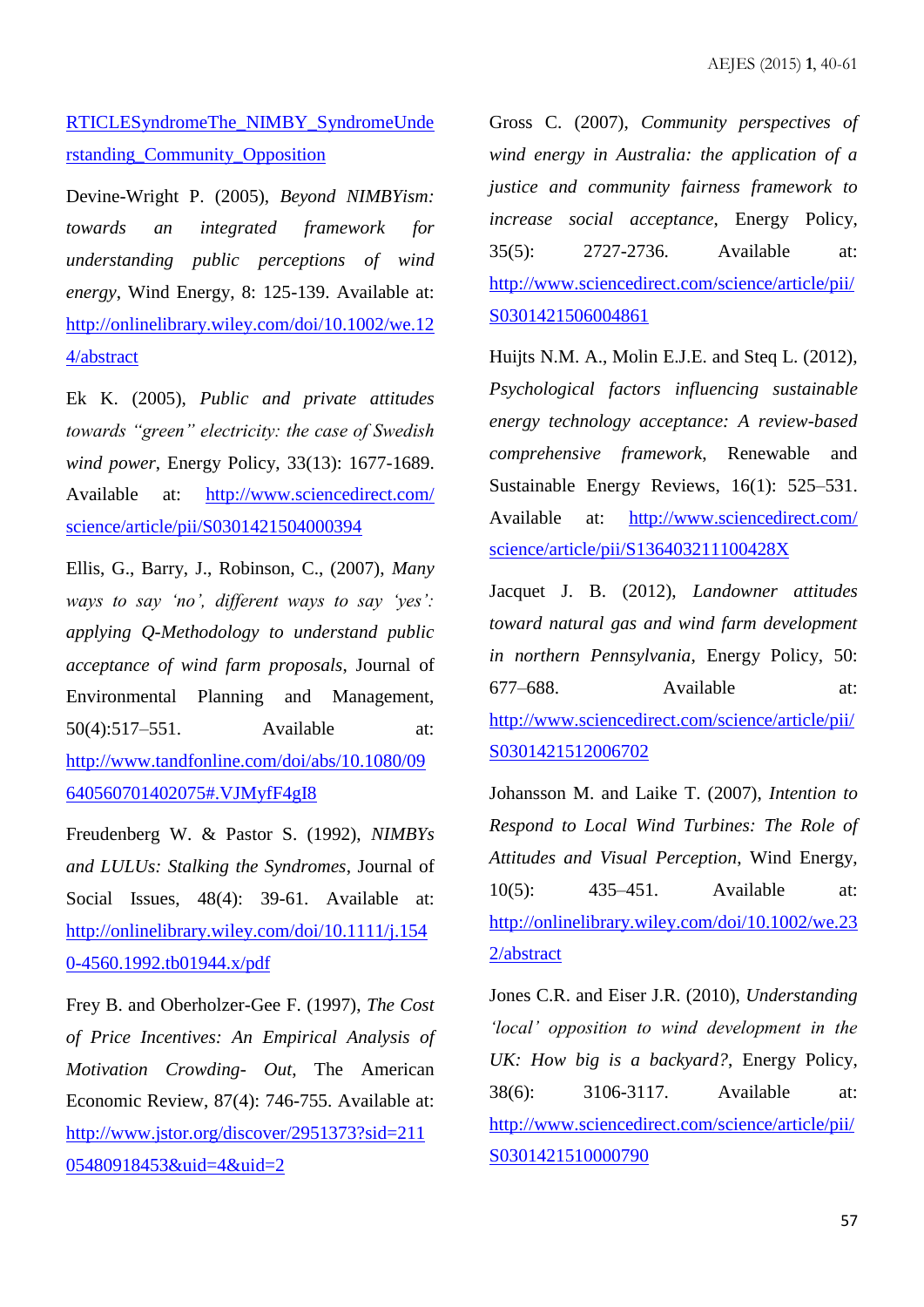[RTICLESyndromeThe_NIMBY_SyndromeUnderstanding_Community_Opposition](RTICLESyndromeThe_NIMBY_SyndromeUnderstanding_Community_Opposition)

Devine-Wright P. (2005), *Beyond NIMBYism: towards an integrated framework for understanding public perceptions of wind energy*, Wind Energy, 8: 125-139. Available at: [http://onlinelibrary.wiley.com/doi/10.1002/we.124/abstract](http://onlinelibrary.wiley.com/doi/10.1002/we.124/abstract)

Ek K. (2005), *Public and private attitudes towards "green" electricity: the case of Swedish wind power*, Energy Policy, 33(13): 1677-1689. Available at: [http://www.sciencedirect.com/science/article/pii/S0301421504000394](http://www.sciencedirect.com/science/article/pii/S0301421504000394)

Ellis, G., Barry, J., Robinson, C., (2007), *Many ways to say 'no', different ways to say 'yes': applying Q-Methodology to understand public acceptance of wind farm proposals*, Journal of Environmental Planning and Management, 50(4):517–551. Available at: [http://www.tandfonline.com/doi/abs/10.1080/09640560701402075#.VJMyfF4gI8](http://www.tandfonline.com/doi/abs/10.1080/09640560701402075#.VJMyfF4gI8)

Freudenberg W. & Pastor S. (1992), *NIMBYs and LULUs: Stalking the Syndromes*, Journal of Social Issues, 48(4): 39-61. Available at: [http://onlinelibrary.wiley.com/doi/10.1111/j.1540-4560.1992.tb01944.x/pdf](http://onlinelibrary.wiley.com/doi/10.1111/j.1540-4560.1992.tb01944.x/pdf)

Frey B. and Oberholzer-Gee F. (1997), *The Cost of Price Incentives: An Empirical Analysis of Motivation Crowding- Out*, The American Economic Review, 87(4): 746-755. Available at: [http://www.jstor.org/discover/2951373?sid=21105480918453&uid=4&uid=2](http://www.jstor.org/discover/2951373?sid=21105480918453&uid=4&uid=2)

Gross C. (2007), *Community perspectives of wind energy in Australia: the application of a justice and community fairness framework to increase social acceptance*, Energy Policy, 35(5): 2727-2736. Available at: [http://www.sciencedirect.com/science/article/pii/S0301421506004861](http://www.sciencedirect.com/science/article/pii/S0301421506004861)

Huijts N.M. A., Molin E.J.E. and Steq L. (2012), *Psychological factors influencing sustainable energy technology acceptance: A review-based comprehensive framework*, Renewable and Sustainable Energy Reviews, 16(1): 525–531. Available at: [http://www.sciencedirect.com/science/article/pii/S136403211100428X](http://www.sciencedirect.com/science/article/pii/S136403211100428X)

Jacquet J. B. (2012), *Landowner attitudes toward natural gas and wind farm development in northern Pennsylvania*, Energy Policy, 50: 677–688. Available at: [http://www.sciencedirect.com/science/article/pii/S0301421512006702](http://www.sciencedirect.com/science/article/pii/S0301421512006702)

Johansson M. and Laike T. (2007), *Intention to Respond to Local Wind Turbines: The Role of Attitudes and Visual Perception*, Wind Energy, 10(5): 435–451. Available at: [http://onlinelibrary.wiley.com/doi/10.1002/we.232/abstract](http://onlinelibrary.wiley.com/doi/10.1002/we.232/abstract)

Jones C.R. and Eiser J.R. (2010), *Understanding 'local' opposition to wind development in the UK: How big is a backyard?*, Energy Policy, 38(6): 3106-3117. Available at: [http://www.sciencedirect.com/science/article/pii/S0301421510000790](http://www.sciencedirect.com/science/article/pii/S0301421510000790)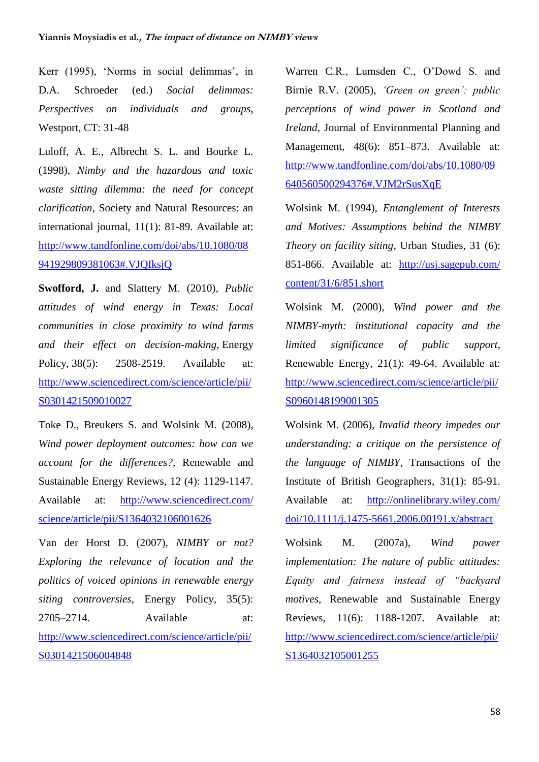Kerr (1995), 'Norms in social delimmas', in D.A. Schroeder (ed.) *Social delimmas: Perspectives on individuals and groups*, Westport, CT: 31-48

Luloff, A. E., Albrecht S. L. and Bourke L. (1998), *Nimby and the hazardous and toxic waste sitting dilemma: the need for concept clarification*, Society and Natural Resources: an international journal, 11(1): 81-89. Available at: http://www.tandfonline.com/doi/abs/10.1080/08941929809381063#.VJQIksjQ

**Swofford, J.** and Slattery M. (2010), *Public attitudes of wind energy in Texas: Local communities in close proximity to wind farms and their effect on decision-making*, Energy Policy, 38(5): 2508-2519. Available at: http://www.sciencedirect.com/science/article/pii/S0301421509010027

Toke D., Breukers S. and Wolsink M. (2008), *Wind power deployment outcomes: how can we account for the differences?*, Renewable and Sustainable Energy Reviews, 12 (4): 1129-1147. Available at: http://www.sciencedirect.com/science/article/pii/S1364032106001626

Van der Horst D. (2007), *NIMBY or not? Exploring the relevance of location and the politics of voiced opinions in renewable energy siting controversies*, Energy Policy, 35(5): 2705–2714. Available at: http://www.sciencedirect.com/science/article/pii/S0301421506004848

Warren C.R., Lumsden C., O'Dowd S. and Birnie R.V. (2005), *'Green on green': public perceptions of wind power in Scotland and Ireland*, Journal of Environmental Planning and Management, 48(6): 851–873. Available at: http://www.tandfonline.com/doi/abs/10.1080/09640560500294376#.VJM2rSusXqE

Wolsink M. (1994), *Entanglement of Interests and Motives: Assumptions behind the NIMBY Theory on facility siting*, Urban Studies, 31 (6): 851-866. Available at: http://usj.sagepub.com/content/31/6/851.short

Wolsink M. (2000), *Wind power and the NIMBY-myth: institutional capacity and the limited significance of public support*, Renewable Energy, 21(1): 49-64. Available at: http://www.sciencedirect.com/science/article/pii/S0960148199001305

Wolsink M. (2006), *Invalid theory impedes our understanding: a critique on the persistence of the language of NIMBY*, Transactions of the Institute of British Geographers, 31(1): 85-91. Available at: http://onlinelibrary.wiley.com/doi/10.1111/j.1475-5661.2006.00191.x/abstract

Wolsink M. (2007a), *Wind power implementation: The nature of public attitudes: Equity and fairness instead of "backyard motives*, Renewable and Sustainable Energy Reviews, 11(6): 1188-1207. Available at: http://www.sciencedirect.com/science/article/pii/S1364032105001255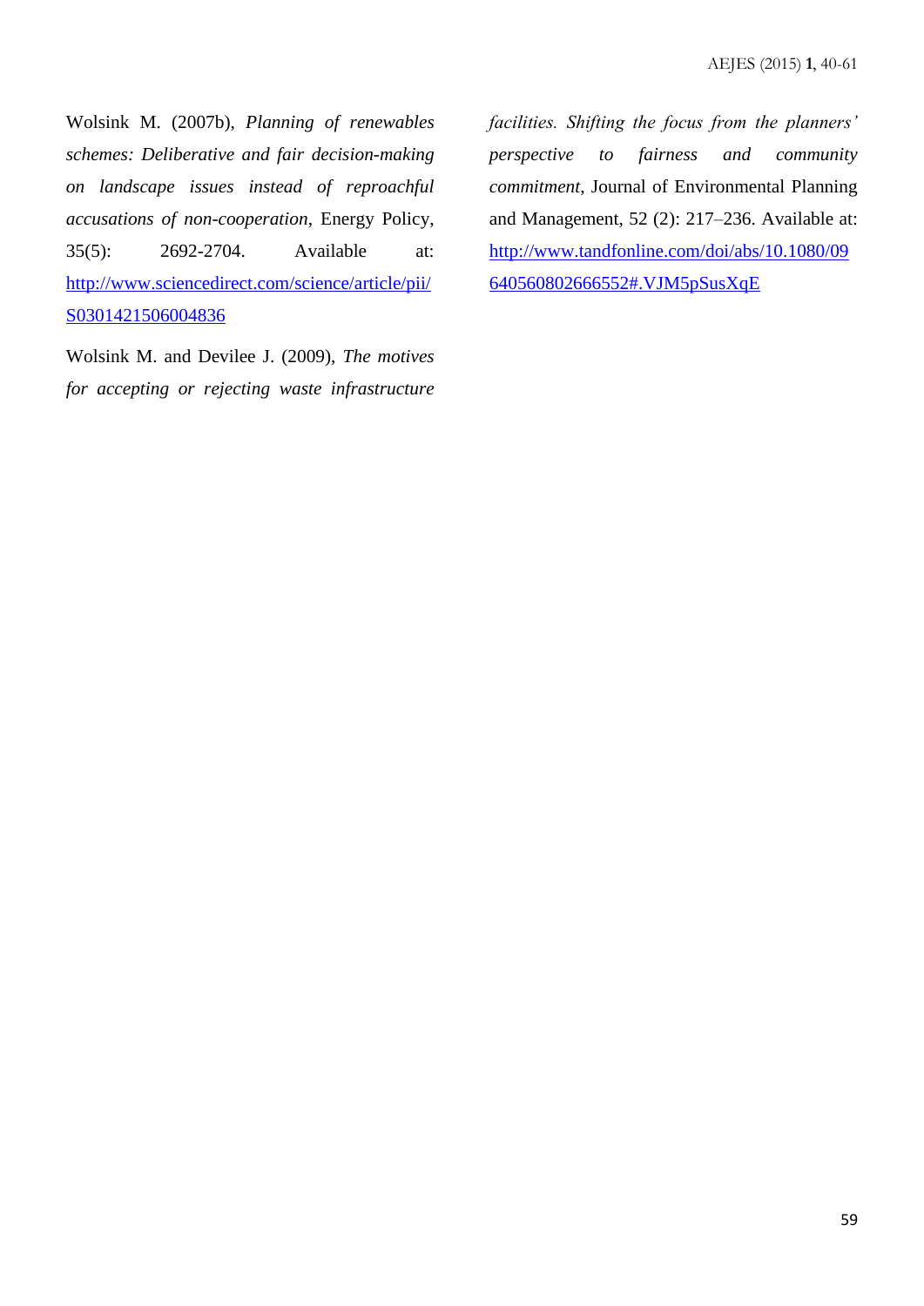Wolsink M. (2007b), *Planning of renewables schemes: Deliberative and fair decision-making on landscape issues instead of reproachful accusations of non-cooperation*, Energy Policy, 35(5): 2692-2704. Available at: http://www.sciencedirect.com/science/article/pii/S0301421506004836

Wolsink M. and Devilee J. (2009), *The motives for accepting or rejecting waste infrastructure facilities. Shifting the focus from the planners' perspective to fairness and community commitment*, Journal of Environmental Planning and Management, 52 (2): 217–236. Available at: http://www.tandfonline.com/doi/abs/10.1080/09640560802666552#.VJM5pSusXqE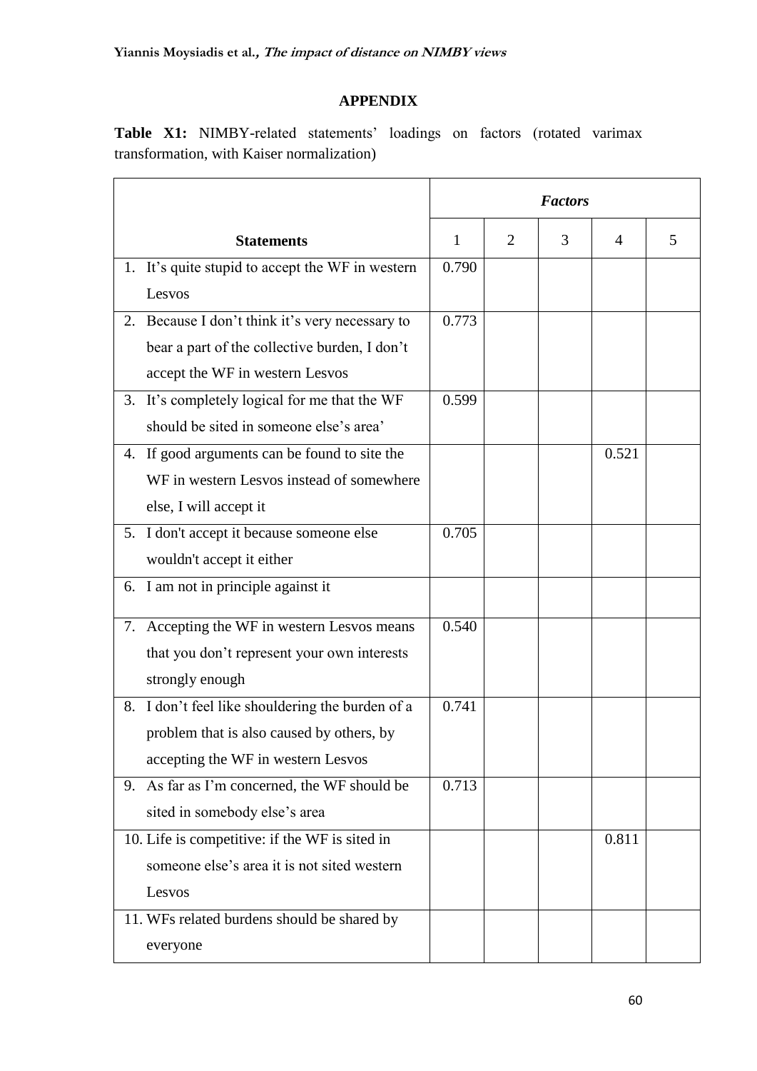## APPENDIX

**Table X1:** NIMBY-related statements' loadings on factors (rotated varimax transformation, with Kaiser normalization)

| Statements | *Factors* | | | | |
|---|---|---|---|---|---|
| | 1 | 2 | 3 | 4 | 5 |
| 1. It's quite stupid to accept the WF in western Lesvos | 0.790 | | | | |
| 2. Because I don't think it's very necessary to bear a part of the collective burden, I don't accept the WF in western Lesvos | 0.773 | | | | |
| 3. It's completely logical for me that the WF should be sited in someone else's area' | 0.599 | | | | |
| 4. If good arguments can be found to site the WF in western Lesvos instead of somewhere else, I will accept it | | | | 0.521 | |
| 5. I don't accept it because someone else wouldn't accept it either | 0.705 | | | | |
| 6. I am not in principle against it | | | | | |
| 7. Accepting the WF in western Lesvos means that you don't represent your own interests strongly enough | 0.540 | | | | |
| 8. I don't feel like shouldering the burden of a problem that is also caused by others, by accepting the WF in western Lesvos | 0.741 | | | | |
| 9. As far as I'm concerned, the WF should be sited in somebody else's area | 0.713 | | | | |
| 10. Life is competitive: if the WF is sited in someone else's area it is not sited western Lesvos | | | | 0.811 | |
| 11. WFs related burdens should be shared by everyone | | | | | |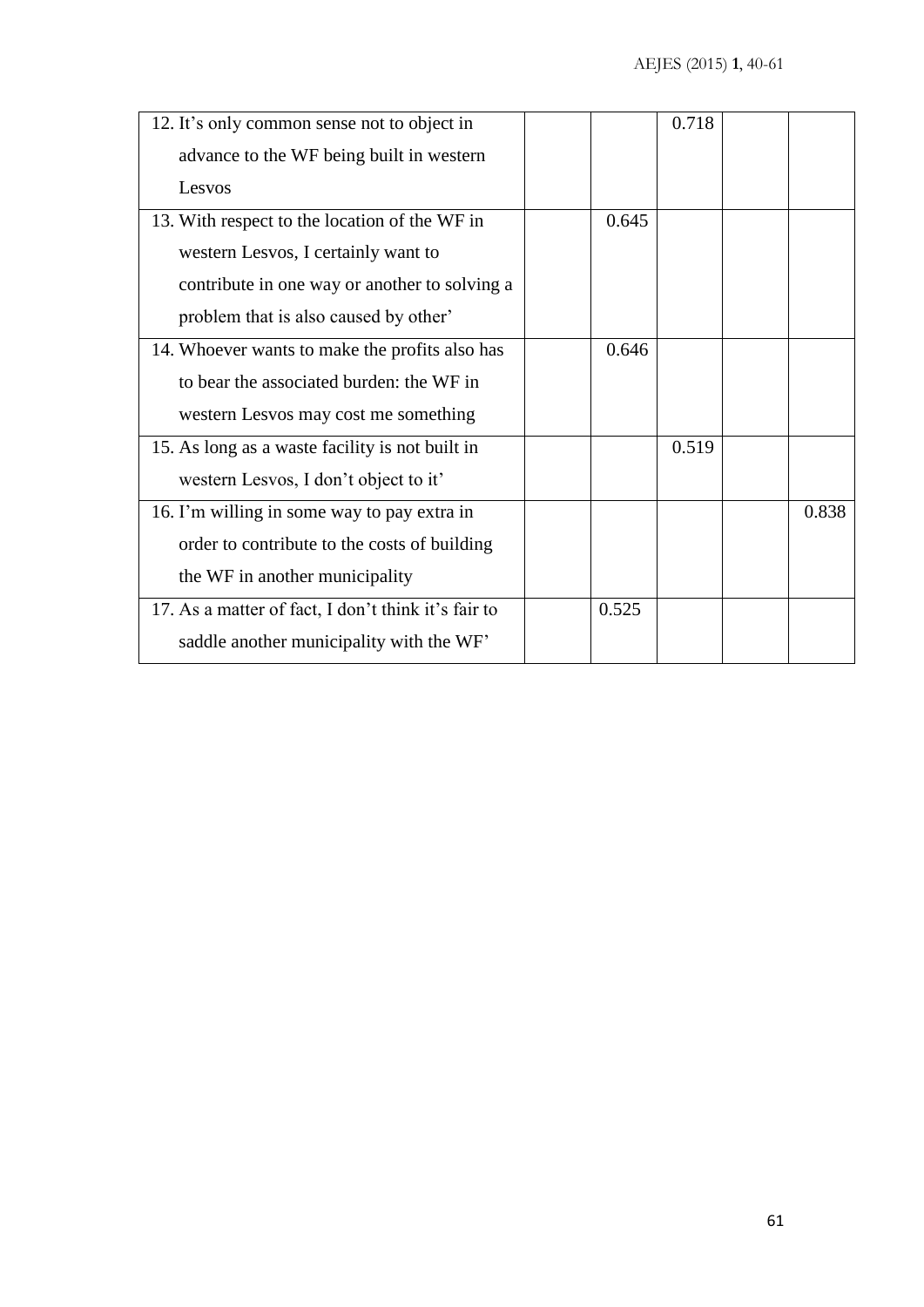| | | | | | |
|---|---|---|---|---|---|
| 12. It’s only common sense not to object in advance to the WF being built in western Lesvos | | | 0.718 | | |
| 13. With respect to the location of the WF in western Lesvos, I certainly want to contribute in one way or another to solving a problem that is also caused by other’ | | 0.645 | | | |
| 14. Whoever wants to make the profits also has to bear the associated burden: the WF in western Lesvos may cost me something | | 0.646 | | | |
| 15. As long as a waste facility is not built in western Lesvos, I don’t object to it’ | | | 0.519 | | |
| 16. I’m willing in some way to pay extra in order to contribute to the costs of building the WF in another municipality | | | | | 0.838 |
| 17. As a matter of fact, I don’t think it’s fair to saddle another municipality with the WF’ | | 0.525 | | | |